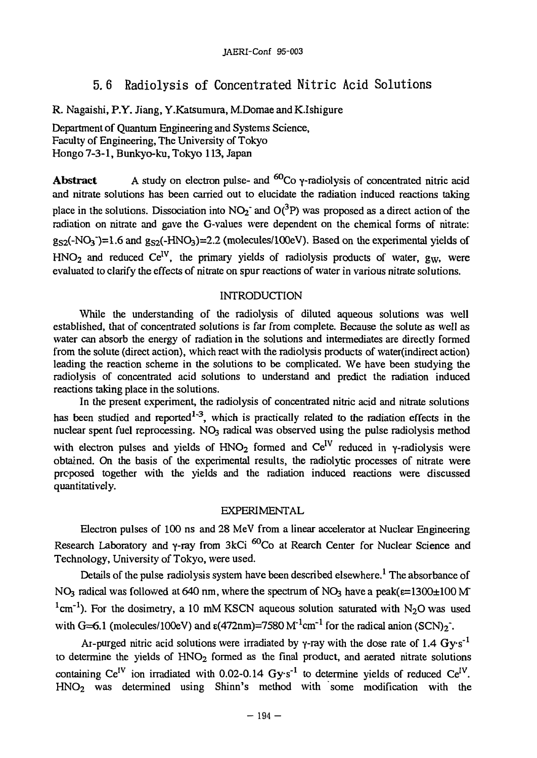# 5.6 Radiolysis of Concentrated Nitric Acid Solutions

R. Nagaishi, P.Y. Jiang, Y.Katsumura, M.Domae and K.Ishigure

Department of Quantum Engineering and Systems Science, Faculty of Engineering, The University of Tokyo
Hongo 7-3-1, Bunkyo-ku, Tokyo 113, Japan

**Abstract** A study on electron pulse- and $^{60}Co$ γ-radiolysis of concentrated nitric acid and nitrate solutions has been carried out to elucidate the radiation induced reactions taking place in the solutions. Dissociation into $NO_2^-$ and $O(^3P)$ was proposed as a direct action of the radiation on nitrate and gave the G-values were dependent on the chemical forms of nitrate: $g_{S2}(-NO_3^-)=1.6$ and $g_{S2}(-HNO_3)=2.2$ (molecules/100eV). Based on the experimental yields of $HNO_2$ and reduced $Ce^{IV}$, the primary yields of radiolysis products of water, $g_W$, were evaluated to clarify the effects of nitrate on spur reactions of water in various nitrate solutions.

## INTRODUCTION

While the understanding of the radiolysis of diluted aqueous solutions was well established, that of concentrated solutions is far from complete. Because the solute as well as water can absorb the energy of radiation in the solutions and intermediates are directly formed from the solute (direct action), which react with the radiolysis products of water(indirect action) leading the reaction scheme in the solutions to be complicated. We have been studying the radiolysis of concentrated acid solutions to understand and predict the radiation induced reactions taking place in the solutions.

In the present experiment, the radiolysis of concentrated nitric acid and nitrate solutions has been studied and reported[1-3], which is practically related to the radiation effects in the nuclear spent fuel reprocessing. $NO_3$ radical was observed using the pulse radiolysis method with electron pulses and yields of $HNO_2$ formed and $Ce^{IV}$ reduced in γ-radiolysis were obtained. On the basis of the experimental results, the radiolytic processes of nitrate were proposed together with the yields and the radiation induced reactions were discussed quantitatively.

## EXPERIMENTAL

Electron pulses of 100 ns and 28 MeV from a linear accelerator at Nuclear Engineering Research Laboratory and γ-ray from 3kCi $^{60}Co$ at Rearch Center for Nuclear Science and Technology, University of Tokyo, were used.

Details of the pulse radiolysis system have been described elsewhere.[1] The absorbance of $NO_3$ radical was followed at 640 nm, where the spectrum of $NO_3$ have a peak($\varepsilon$=1300±100 $M^{-1}cm^{-1}$). For the dosimetry, a 10 mM KSCN aqueous solution saturated with $N_2O$ was used with G=6.1 (molecules/100eV) and $\varepsilon$(472nm)=7580 $M^{-1}cm^{-1}$ for the radical anion $(SCN)_2^-$.

Ar-purged nitric acid solutions were irradiated by γ-ray with the dose rate of 1.4 $Gy{\cdot}s^{-1}$ to determine the yields of $HNO_2$ formed as the final product, and aerated nitrate solutions containing $Ce^{IV}$ ion irradiated with 0.02-0.14 $Gy{\cdot}s^{-1}$ to determine yields of reduced $Ce^{IV}$. $HNO_2$ was determined using Shinn's method with some modification with the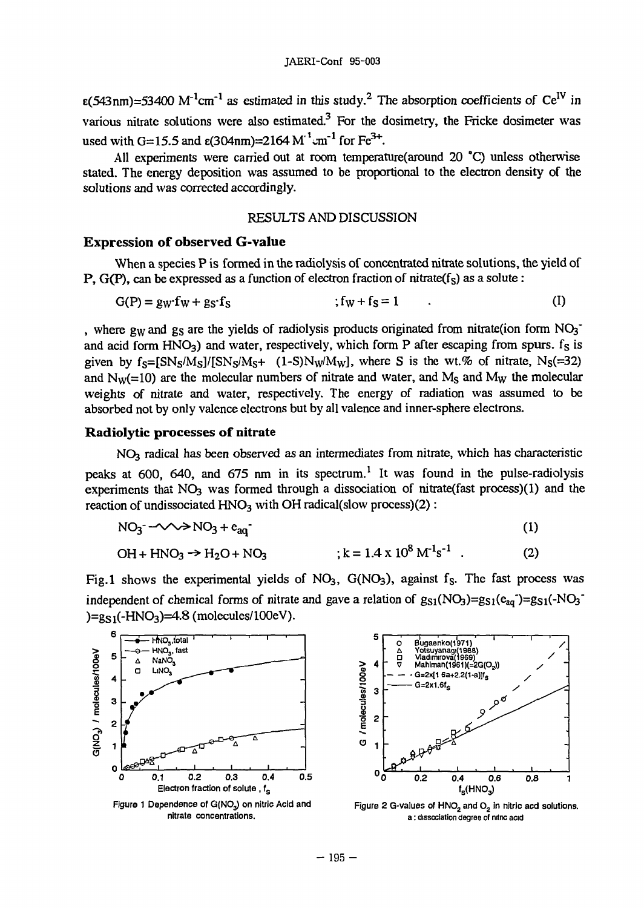$\varepsilon$(543nm)=53400 $M^{-1}cm^{-1}$ as estimated in this study.[2] The absorption coefficients of $Ce^{IV}$ in various nitrate solutions were also estimated.[3] For the dosimetry, the Fricke dosimeter was used with G=15.5 and $\varepsilon$(304nm)=2164 $M^{-1}cm^{-1}$ for $Fe^{3+}$.

All experiments were carried out at room temperature(around 20 °C) unless otherwise stated. The energy deposition was assumed to be proportional to the electron density of the solutions and was corrected accordingly.

## RESULTS AND DISCUSSION

### Expression of observed G-value

When a species P is formed in the radiolysis of concentrated nitrate solutions, the yield of P, G(P), can be expressed as a function of electron fraction of nitrate($f_S$) as a solute :

$$G(P) = g_W \cdot f_W + g_S \cdot f_S \qquad ; f_W + f_S = 1 \qquad . \qquad (I)$$

, where $g_W$ and $g_S$ are the yields of radiolysis products originated from nitrate(ion form $NO_3^-$ and acid form $HNO_3$) and water, respectively, which form P after escaping from spurs. $f_S$ is given by $f_S=[SN_S/M_S]/[SN_S/M_S+ (1-S)N_W/M_W]$, where S is the wt.% of nitrate, $N_S$(=32) and $N_W$(=10) are the molecular numbers of nitrate and water, and $M_S$ and $M_W$ the molecular weights of nitrate and water, respectively. The energy of radiation was assumed to be absorbed not by only valence electrons but by all valence and inner-sphere electrons.

### Radiolytic processes of nitrate

$NO_3$ radical has been observed as an intermediates from nitrate, which has characteristic peaks at 600, 640, and 675 nm in its spectrum.[1] It was found in the pulse-radiolysis experiments that $NO_3$ was formed through a dissociation of nitrate(fast process)(1) and the reaction of undissociated $HNO_3$ with OH radical(slow process)(2) :

$$NO_3^- \rightsquigarrow NO_3 + e_{aq}^- \qquad (1)$$

$$OH + HNO_3 \rightarrow H_2O + NO_3 \qquad ; k = 1.4 \times 10^8 \ M^{-1}s^{-1} \ . \qquad (2)$$

Fig.1 shows the experimental yields of $NO_3$, $G(NO_3)$, against $f_S$. The fast process was independent of chemical forms of nitrate and gave a relation of $g_{S1}(NO_3)=g_{S1}(e_{aq}^-)=g_{S1}(-NO_3^-)=g_{S1}(-HNO_3)=4.8$ (molecules/100eV).

Figure 1 Dependence of $G(NO_3)$ on nitric Acid and nitrate concentrations.

Figure 2 G-values of $HNO_2$ and $O_2$ in nitric acd solutions. a : dissociation degree of nitric acid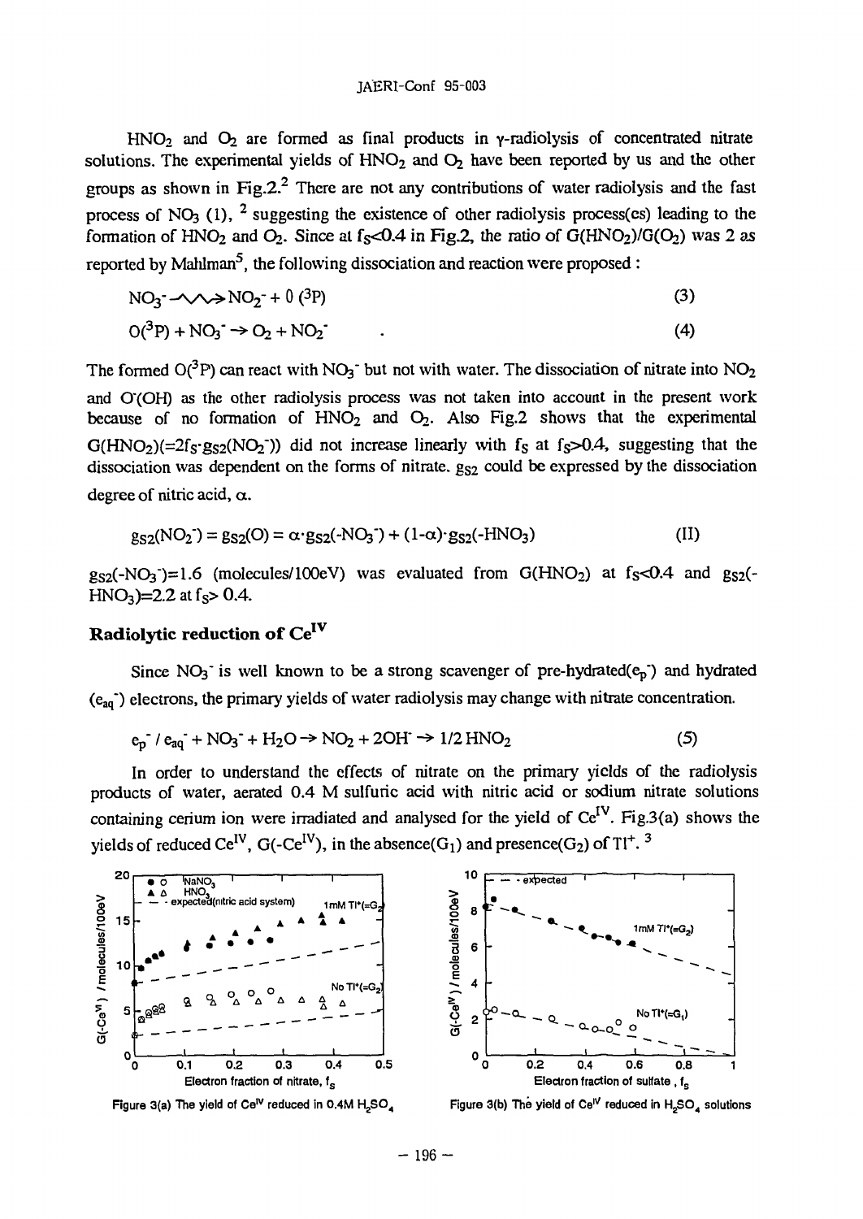$HNO_2$ and $O_2$ are formed as final products in γ-radiolysis of concentrated nitrate solutions. The experimental yields of $HNO_2$ and $O_2$ have been reported by us and the other groups as shown in Fig.2.[2] There are not any contributions of water radiolysis and the fast process of $NO_3$ (I), [2] suggesting the existence of other radiolysis process(es) leading to the formation of $HNO_2$ and $O_2$. Since at $f_S$<0.4 in Fig.2, the ratio of $G(HNO_2)/G(O_2)$ was 2 as reported by Mahlman[5], the following dissociation and reaction were proposed :

$$NO_3^- \rightsquigarrow NO_2^- + O(^3P) \tag{3}$$

$$O(^3P) + NO_3^- \rightarrow O_2 + NO_2^- \tag{4}$$

The formed $O(^3P)$ can react with $NO_3^-$ but not with water. The dissociation of nitrate into $NO_2$ and $O^-(OH)$ as the other radiolysis process was not taken into account in the present work because of no formation of $HNO_2$ and $O_2$. Also Fig.2 shows that the experimental $G(HNO_2)(=2f_S \cdot g_{S2}(NO_2^-))$ did not increase linearly with $f_S$ at $f_S$>0.4, suggesting that the dissociation was dependent on the forms of nitrate. $g_{S2}$ could be expressed by the dissociation degree of nitric acid, α.

$$g_{S2}(NO_2^-) = g_{S2}(O) = \alpha \cdot g_{S2}(-NO_3^-) + (1-\alpha) \cdot g_{S2}(-HNO_3) \tag{II}$$

$g_{S2}(-NO_3^-)$=1.6 (molecules/100eV) was evaluated from $G(HNO_2)$ at $f_S$<0.4 and $g_{S2}(-HNO_3)$=2.2 at $f_S$> 0.4.

## Radiolytic reduction of $Ce^{IV}$

Since $NO_3^-$ is well known to be a strong scavenger of pre-hydrated($e_p^-$) and hydrated ($e_{aq}^-$) electrons, the primary yields of water radiolysis may change with nitrate concentration.

$$e_p^- / e_{aq}^- + NO_3^- + H_2O \rightarrow NO_2 + 2OH^- \rightarrow 1/2\, HNO_2 \tag{5}$$

In order to understand the effects of nitrate on the primary yields of the radiolysis products of water, aerated 0.4 M sulfuric acid with nitric acid or sodium nitrate solutions containing cerium ion were irradiated and analysed for the yield of $Ce^{IV}$. Fig.3(a) shows the yields of reduced $Ce^{IV}$, $G(-Ce^{IV})$, in the absence($G_1$) and presence($G_2$) of $Tl^+$. [3]

Figure 3(a) The yield of $Ce^{IV}$ reduced in 0.4M $H_2SO_4$

Figure 3(b) The yield of $Ce^{IV}$ reduced in $H_2SO_4$ solutions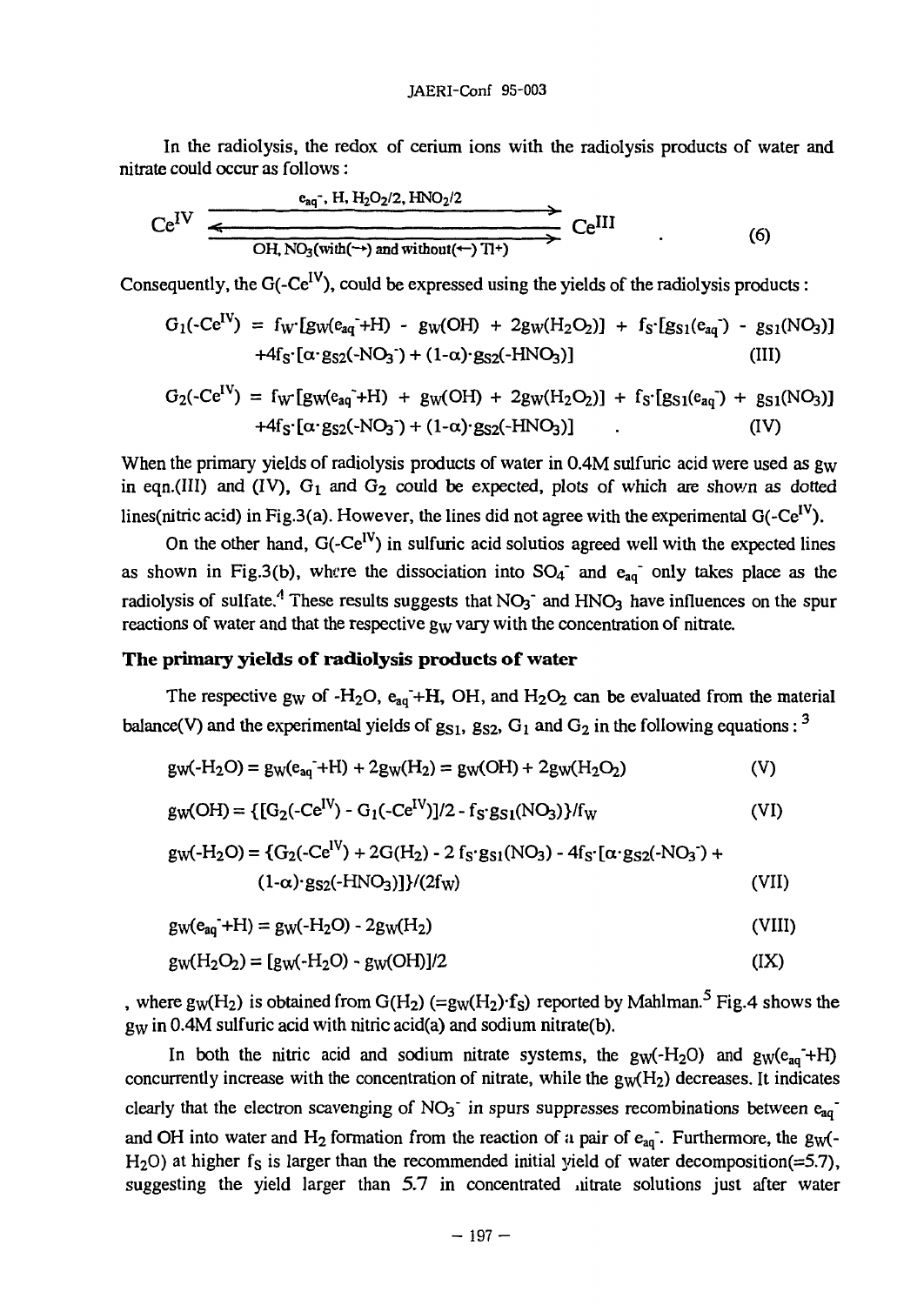In the radiolysis, the redox of cerium ions with the radiolysis products of water and nitrate could occur as follows :

$$Ce^{IV} \underset{OH,\ NO_3(\text{with}(\rightarrow)\text{ and without}(\leftarrow)\ Tl^+)}{\overset{e_{aq}^-,\ H,\ H_2O_2/2,\ HNO_2/2}{\rightleftarrows}} Ce^{III} \quad . \qquad (6)$$

Consequently, the $G(-Ce^{IV})$, could be expressed using the yields of the radiolysis products :

$$G_1(-Ce^{IV}) = f_W\cdot[g_W(e_{aq}^-+H) - g_W(OH) + 2g_W(H_2O_2)] + f_S\cdot[g_{S1}(e_{aq}^-) - g_{S1}(NO_3)] + 4f_S\cdot[\alpha\cdot g_{S2}(-NO_3^-) + (1-\alpha)\cdot g_{S2}(-HNO_3)] \qquad (III)$$

$$G_2(-Ce^{IV}) = f_W\cdot[g_W(e_{aq}^-+H) + g_W(OH) + 2g_W(H_2O_2)] + f_S\cdot[g_{S1}(e_{aq}^-) + g_{S1}(NO_3)] + 4f_S\cdot[\alpha\cdot g_{S2}(-NO_3^-) + (1-\alpha)\cdot g_{S2}(-HNO_3)] \quad . \qquad (IV)$$

When the primary yields of radiolysis products of water in 0.4M sulfuric acid were used as $g_W$ in eqn.(III) and (IV), $G_1$ and $G_2$ could be expected, plots of which are shown as dotted lines(nitric acid) in Fig.3(a). However, the lines did not agree with the experimental $G(-Ce^{IV})$.

On the other hand, $G(-Ce^{IV})$ in sulfuric acid solutios agreed well with the expected lines as shown in Fig.3(b), where the dissociation into $SO_4^-$ and $e_{aq}^-$ only takes place as the radiolysis of sulfate.[4] These results suggests that $NO_3^-$ and $HNO_3$ have influences on the spur reactions of water and that the respective $g_W$ vary with the concentration of nitrate.

### The primary yields of radiolysis products of water

The respective $g_W$ of $-H_2O$, $e_{aq}^-+H$, OH, and $H_2O_2$ can be evaluated from the material balance(V) and the experimental yields of $g_{S1}$, $g_{S2}$, $G_1$ and $G_2$ in the following equations : [3]

$$g_W(-H_2O) = g_W(e_{aq}^-+H) + 2g_W(H_2) = g_W(OH) + 2g_W(H_2O_2) \qquad (V)$$

$$g_W(OH) = \{[G_2(-Ce^{IV}) - G_1(-Ce^{IV})]/2 - f_S\cdot g_{S1}(NO_3)\}/f_W \qquad (VI)$$

$$g_W(-H_2O) = \{G_2(-Ce^{IV}) + 2G(H_2) - 2\, f_S\cdot g_{S1}(NO_3) - 4f_S\cdot[\alpha\cdot g_{S2}(-NO_3^-) + (1-\alpha)\cdot g_{S2}(-HNO_3)]\}/(2f_W) \qquad (VII)$$

$$g_W(e_{aq}^-+H) = g_W(-H_2O) - 2g_W(H_2) \qquad (VIII)$$

$$g_W(H_2O_2) = [g_W(-H_2O) - g_W(OH)]/2 \qquad (IX)$$

, where $g_W(H_2)$ is obtained from $G(H_2)$ $(=g_W(H_2)\cdot f_S)$ reported by Mahlman.[5] Fig.4 shows the $g_W$ in 0.4M sulfuric acid with nitric acid(a) and sodium nitrate(b).

In both the nitric acid and sodium nitrate systems, the $g_W(-H_2O)$ and $g_W(e_{aq}^-+H)$ concurrently increase with the concentration of nitrate, while the $g_W(H_2)$ decreases. It indicates clearly that the electron scavenging of $NO_3^-$ in spurs suppresses recombinations between $e_{aq}^-$ and OH into water and $H_2$ formation from the reaction of a pair of $e_{aq}^-$. Furthermore, the $g_W(-H_2O)$ at higher $f_S$ is larger than the recommended initial yield of water decomposition(=5.7), suggesting the yield larger than 5.7 in concentrated nitrate solutions just after water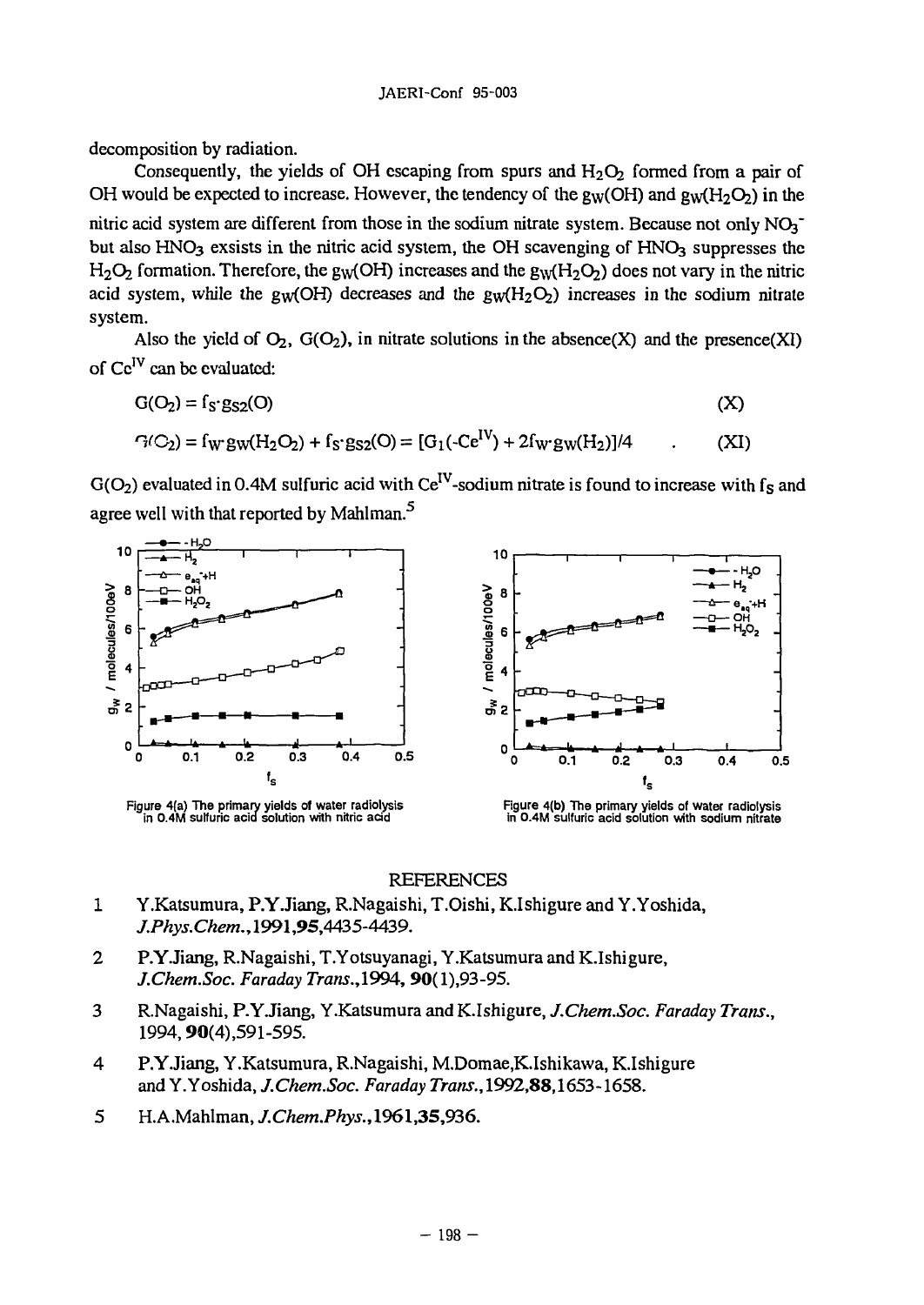decomposition by radiation.

Consequently, the yields of OH escaping from spurs and $H_2O_2$ formed from a pair of OH would be expected to increase. However, the tendency of the $g_W(OH)$ and $g_W(H_2O_2)$ in the nitric acid system are different from those in the sodium nitrate system. Because not only $NO_3^-$ but also $HNO_3$ exsists in the nitric acid system, the OH scavenging of $HNO_3$ suppresses the $H_2O_2$ formation. Therefore, the $g_W(OH)$ increases and the $g_W(H_2O_2)$ does not vary in the nitric acid system, while the $g_W(OH)$ decreases and the $g_W(H_2O_2)$ increases in the sodium nitrate system.

Also the yield of $O_2$, $G(O_2)$, in nitrate solutions in the absence(X) and the presence(XI) of $Ce^{IV}$ can be evaluated:

$$G(O_2) = f_S \cdot g_{S2}(O) \tag{X}$$

$$G(O_2) = f_W \cdot g_W(H_2O_2) + f_S \cdot g_{S2}(O) = [G_1(-Ce^{IV}) + 2f_W \cdot g_W(H_2)]/4 \tag{XI}$$

$G(O_2)$ evaluated in 0.4M sulfuric acid with $Ce^{IV}$-sodium nitrate is found to increase with $f_S$ and agree well with that reported by Mahlman.[5]

-H₂O
H₂
e⁻aq+H
OH
H₂O₂
$g_W$ / molecules/100eV
$f_S$

Figure 4(a) The primary yields of water radiolysis in 0.4M sulfuric acid solution with nitric acid

-H₂O
H₂
e⁻aq+H
OH
H₂O₂
$g_W$ / molecules/100eV
$f_S$

Figure 4(b) The primary yields of water radiolysis in 0.4M sulfuric acid solution with sodium nitrate

## REFERENCES

1. Y.Katsumura, P.Y.Jiang, R.Nagaishi, T.Oishi, K.Ishigure and Y.Yoshida, *J.Phys.Chem.*, 1991, **95**, 4435-4439.
2. P.Y.Jiang, R.Nagaishi, T.Yotsuyanagi, Y.Katsumura and K.Ishigure, *J.Chem.Soc. Faraday Trans.*, 1994, **90**(1), 93-95.
3. R.Nagaishi, P.Y.Jiang, Y.Katsumura and K.Ishigure, *J.Chem.Soc. Faraday Trans.*, 1994, **90**(4), 591-595.
4. P.Y.Jiang, Y.Katsumura, R.Nagaishi, M.Domae, K.Ishikawa, K.Ishigure and Y.Yoshida, *J.Chem.Soc. Faraday Trans.*, 1992, **88**, 1653-1658.
5. H.A.Mahlman, *J.Chem.Phys.*, 1961, **35**, 936.